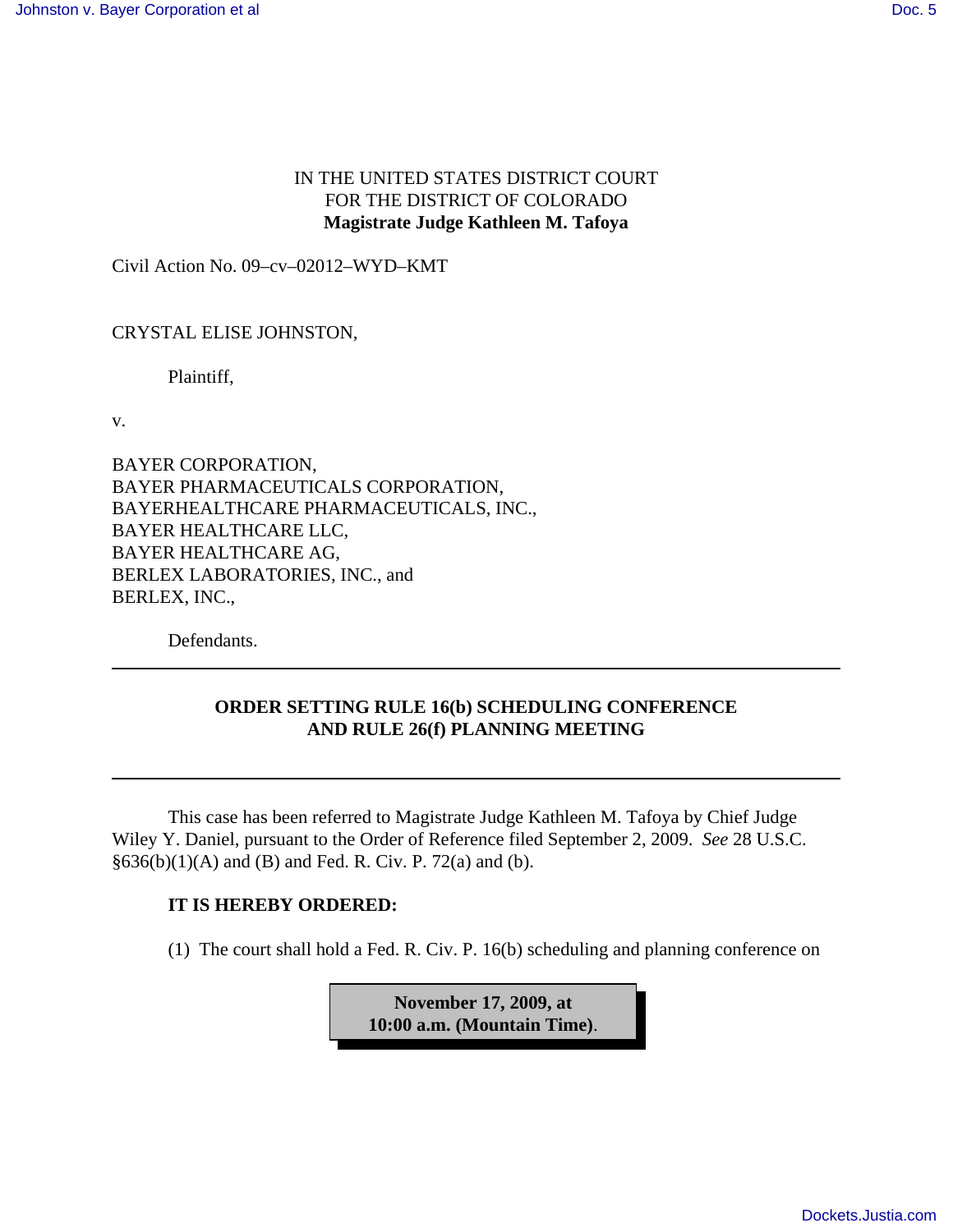IN THE UNITED STATES DISTRICT COURT
FOR THE DISTRICT OF COLORADO
**Magistrate Judge Kathleen M. Tafoya**

Civil Action No. 09–cv–02012–WYD–KMT

CRYSTAL ELISE JOHNSTON,

Plaintiff,

v.

BAYER CORPORATION,
BAYER PHARMACEUTICALS CORPORATION,
BAYERHEALTHCARE PHARMACEUTICALS, INC.,
BAYER HEALTHCARE LLC,
BAYER HEALTHCARE AG,
BERLEX LABORATORIES, INC., and
BERLEX, INC.,

Defendants.

---

**ORDER SETTING RULE 16(b) SCHEDULING CONFERENCE AND RULE 26(f) PLANNING MEETING**

---

This case has been referred to Magistrate Judge Kathleen M. Tafoya by Chief Judge Wiley Y. Daniel, pursuant to the Order of Reference filed September 2, 2009. *See* 28 U.S.C. §636(b)(1)(A) and (B) and Fed. R. Civ. P. 72(a) and (b).

**IT IS HEREBY ORDERED:**

(1) The court shall hold a Fed. R. Civ. P. 16(b) scheduling and planning conference on

**November 17, 2009, at 10:00 a.m. (Mountain Time)**.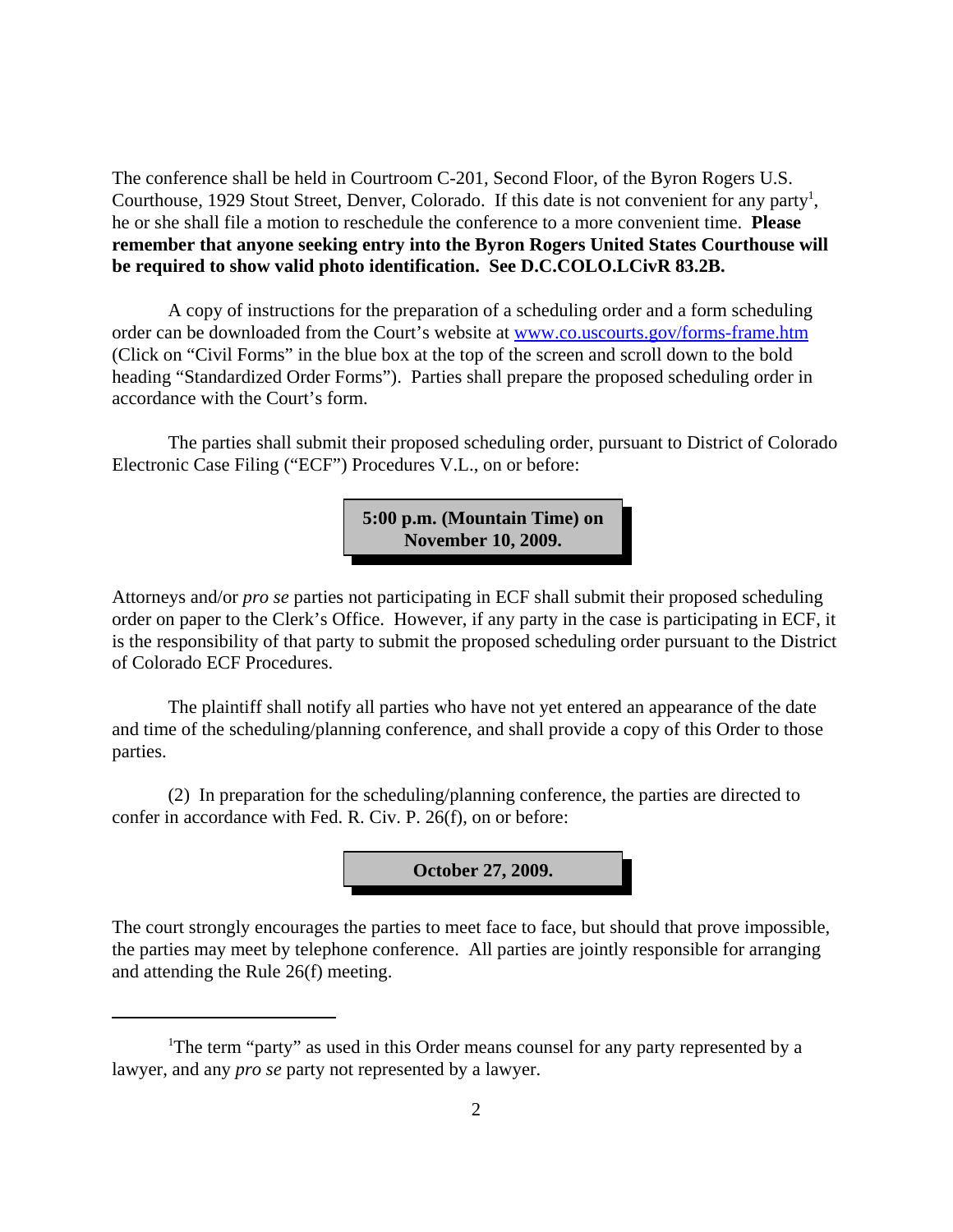The conference shall be held in Courtroom C-201, Second Floor, of the Byron Rogers U.S. Courthouse, 1929 Stout Street, Denver, Colorado. If this date is not convenient for any party[1], he or she shall file a motion to reschedule the conference to a more convenient time. **Please remember that anyone seeking entry into the Byron Rogers United States Courthouse will be required to show valid photo identification. See D.C.COLO.LCivR 83.2B.**

A copy of instructions for the preparation of a scheduling order and a form scheduling order can be downloaded from the Court's website at www.co.uscourts.gov/forms-frame.htm (Click on "Civil Forms" in the blue box at the top of the screen and scroll down to the bold heading "Standardized Order Forms"). Parties shall prepare the proposed scheduling order in accordance with the Court's form.

The parties shall submit their proposed scheduling order, pursuant to District of Colorado Electronic Case Filing ("ECF") Procedures V.L., on or before:

**5:00 p.m. (Mountain Time) on November 10, 2009.**

Attorneys and/or *pro se* parties not participating in ECF shall submit their proposed scheduling order on paper to the Clerk's Office. However, if any party in the case is participating in ECF, it is the responsibility of that party to submit the proposed scheduling order pursuant to the District of Colorado ECF Procedures.

The plaintiff shall notify all parties who have not yet entered an appearance of the date and time of the scheduling/planning conference, and shall provide a copy of this Order to those parties.

(2) In preparation for the scheduling/planning conference, the parties are directed to confer in accordance with Fed. R. Civ. P. 26(f), on or before:

**October 27, 2009.**

The court strongly encourages the parties to meet face to face, but should that prove impossible, the parties may meet by telephone conference. All parties are jointly responsible for arranging and attending the Rule 26(f) meeting.

---

[1] The term "party" as used in this Order means counsel for any party represented by a lawyer, and any *pro se* party not represented by a lawyer.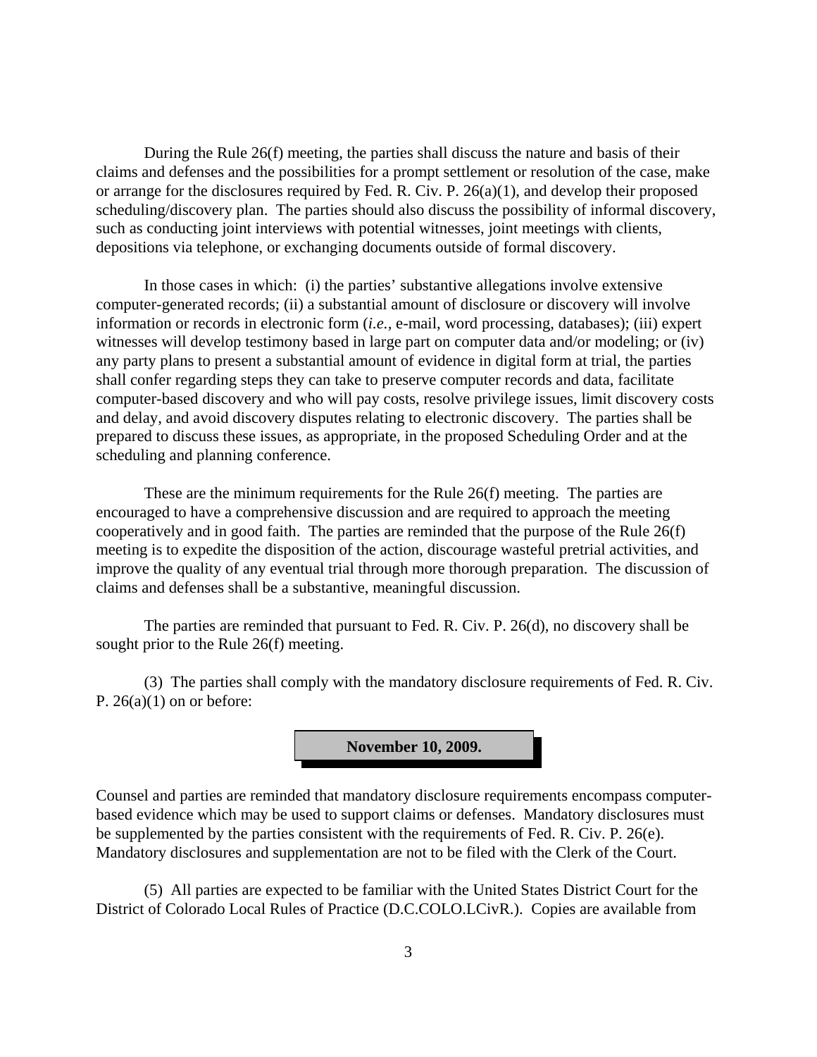During the Rule 26(f) meeting, the parties shall discuss the nature and basis of their claims and defenses and the possibilities for a prompt settlement or resolution of the case, make or arrange for the disclosures required by Fed. R. Civ. P. 26(a)(1), and develop their proposed scheduling/discovery plan. The parties should also discuss the possibility of informal discovery, such as conducting joint interviews with potential witnesses, joint meetings with clients, depositions via telephone, or exchanging documents outside of formal discovery.

In those cases in which: (i) the parties' substantive allegations involve extensive computer-generated records; (ii) a substantial amount of disclosure or discovery will involve information or records in electronic form (*i.e.,* e-mail, word processing, databases); (iii) expert witnesses will develop testimony based in large part on computer data and/or modeling; or (iv) any party plans to present a substantial amount of evidence in digital form at trial, the parties shall confer regarding steps they can take to preserve computer records and data, facilitate computer-based discovery and who will pay costs, resolve privilege issues, limit discovery costs and delay, and avoid discovery disputes relating to electronic discovery. The parties shall be prepared to discuss these issues, as appropriate, in the proposed Scheduling Order and at the scheduling and planning conference.

These are the minimum requirements for the Rule 26(f) meeting. The parties are encouraged to have a comprehensive discussion and are required to approach the meeting cooperatively and in good faith. The parties are reminded that the purpose of the Rule 26(f) meeting is to expedite the disposition of the action, discourage wasteful pretrial activities, and improve the quality of any eventual trial through more thorough preparation. The discussion of claims and defenses shall be a substantive, meaningful discussion.

The parties are reminded that pursuant to Fed. R. Civ. P. 26(d), no discovery shall be sought prior to the Rule 26(f) meeting.

(3) The parties shall comply with the mandatory disclosure requirements of Fed. R. Civ. P. 26(a)(1) on or before:

**November 10, 2009.**

Counsel and parties are reminded that mandatory disclosure requirements encompass computer-based evidence which may be used to support claims or defenses. Mandatory disclosures must be supplemented by the parties consistent with the requirements of Fed. R. Civ. P. 26(e). Mandatory disclosures and supplementation are not to be filed with the Clerk of the Court.

(5) All parties are expected to be familiar with the United States District Court for the District of Colorado Local Rules of Practice (D.C.COLO.LCivR.). Copies are available from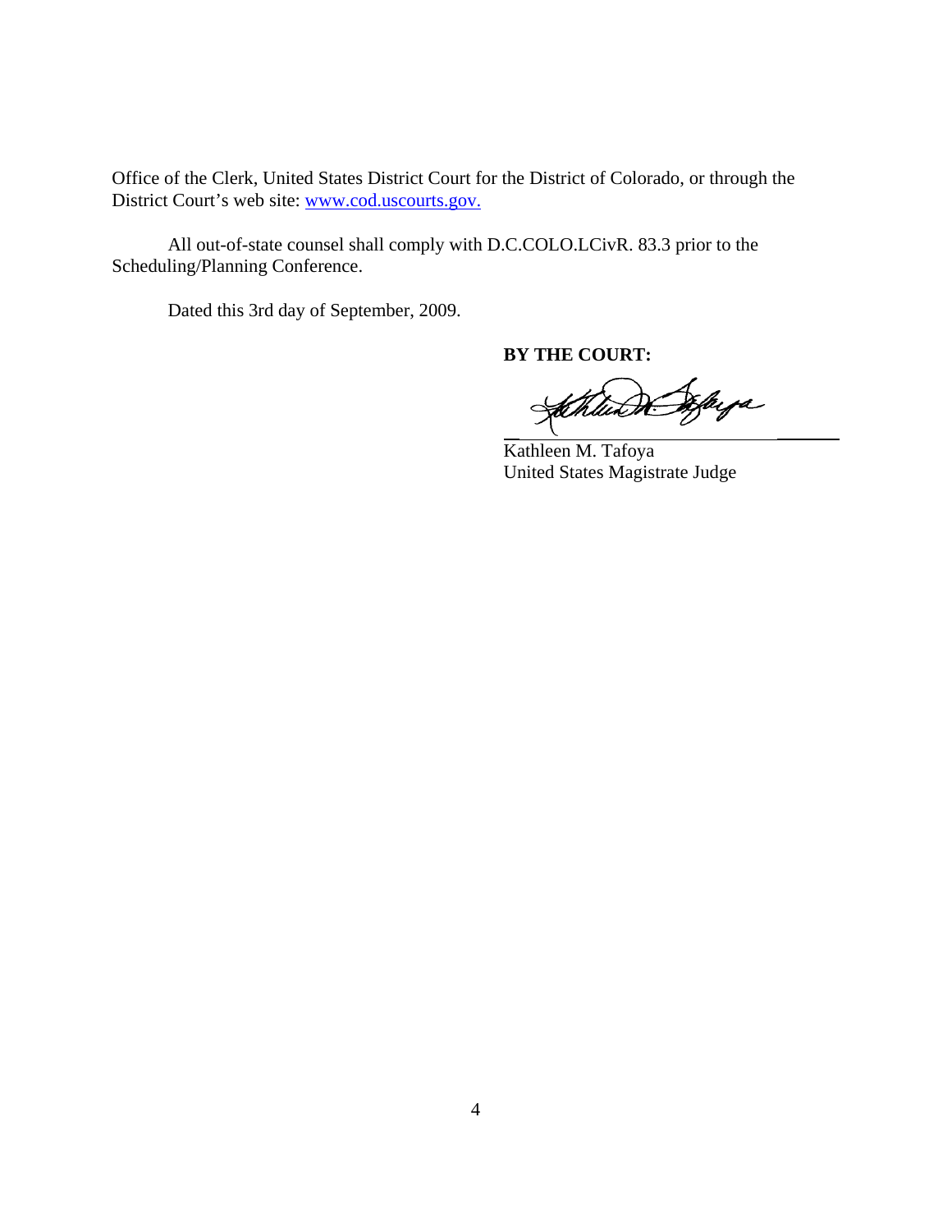Office of the Clerk, United States District Court for the District of Colorado, or through the District Court's web site: [www.cod.uscourts.gov.](http://www.cod.uscourts.gov.)

All out-of-state counsel shall comply with D.C.COLO.LCivR. 83.3 prior to the Scheduling/Planning Conference.

Dated this 3rd day of September, 2009.

**BY THE COURT:**

Kathleen M. Tafoya
United States Magistrate Judge